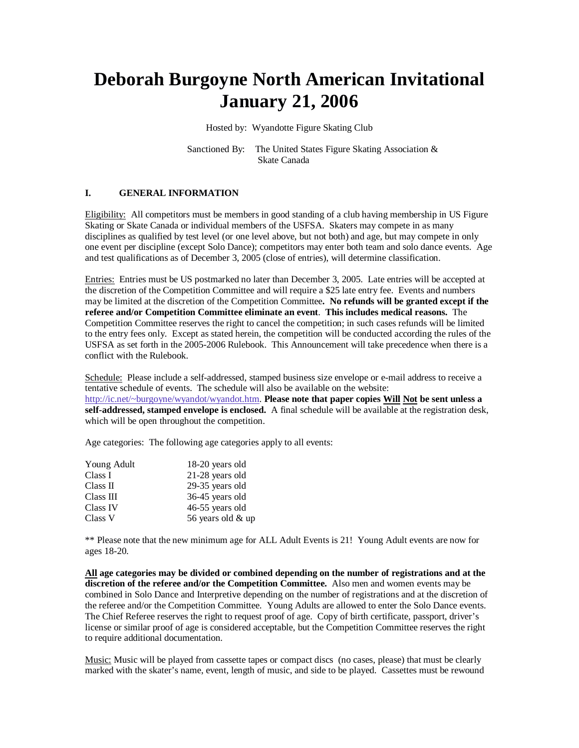# Deborah Burgoyne North American Invitational January 21, 2006

Hosted by: Wyandotte Figure Skating Club

Sanctioned By: The United States Figure Skating Association & Skate Canada

## I. GENERAL INFORMATION

Eligibility: All competitors must be members in good standing of a club having membership in US Figure Skating or Skate Canada or individual members of the USFSA. Skaters may compete in as many disciplines as qualified by test level (or one level above, but not both) and age, but may compete in only one event per discipline (except Solo Dance); competitors may enter both team and solo dance events. Age and test qualifications as of December 3, 2005 (close of entries), will determine classification.

Entries: Entries must be US postmarked no later than December 3, 2005. Late entries will be accepted at the discretion of the Competition Committee and will require a $25 late entry fee. Events and numbers may be limited at the discretion of the Competition Committee**. No refunds will be granted except if the referee and/or Competition Committee eliminate an event**. **This includes medical reasons.** The Competition Committee reserves the right to cancel the competition; in such cases refunds will be limited to the entry fees only. Except as stated herein, the competition will be conducted according the rules of the USFSA as set forth in the 2005-2006 Rulebook. This Announcement will take precedence when there is a conflict with the Rulebook.

Schedule: Please include a self-addressed, stamped business size envelope or e-mail address to receive a tentative schedule of events. The schedule will also be available on the website: http://ic.net/~burgoyne/wyandot/wyandot.htm. **Please note that paper copies Will Not be sent unless a self-addressed, stamped envelope is enclosed.** A final schedule will be available at the registration desk, which will be open throughout the competition.

Age categories: The following age categories apply to all events:

| | |
|---|---|
| Young Adult | 18-20 years old |
| Class I | 21-28 years old |
| Class II | 29-35 years old |
| Class III | 36-45 years old |
| Class IV | 46-55 years old |
| Class V | 56 years old & up |

** Please note that the new minimum age for ALL Adult Events is 21! Young Adult events are now for ages 18-20.

**All age categories may be divided or combined depending on the number of registrations and at the discretion of the referee and/or the Competition Committee.** Also men and women events may be combined in Solo Dance and Interpretive depending on the number of registrations and at the discretion of the referee and/or the Competition Committee. Young Adults are allowed to enter the Solo Dance events. The Chief Referee reserves the right to request proof of age. Copy of birth certificate, passport, driver's license or similar proof of age is considered acceptable, but the Competition Committee reserves the right to require additional documentation.

Music: Music will be played from cassette tapes or compact discs (no cases, please) that must be clearly marked with the skater's name, event, length of music, and side to be played. Cassettes must be rewound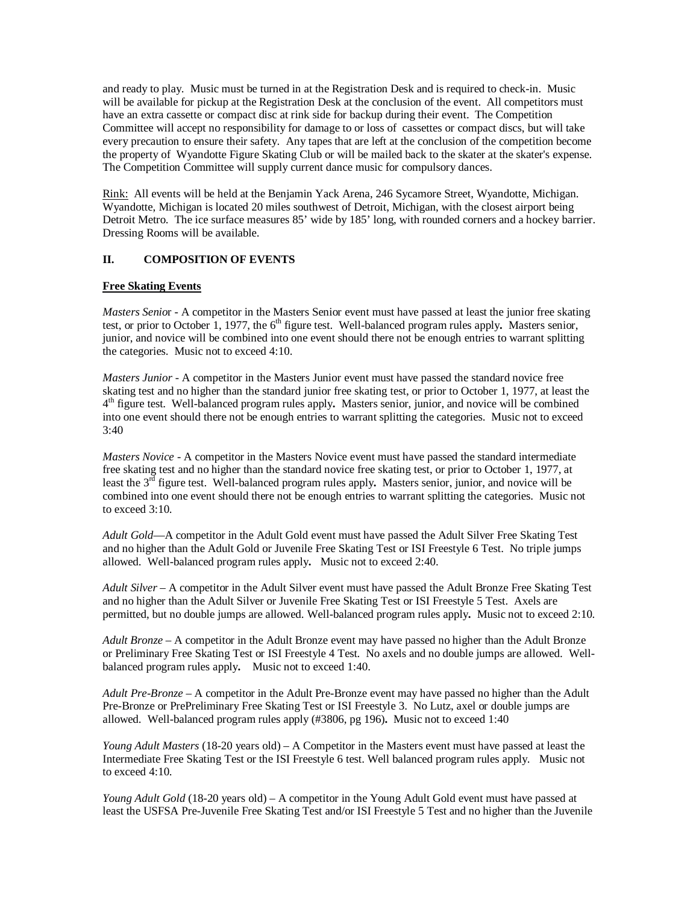and ready to play. Music must be turned in at the Registration Desk and is required to check-in. Music will be available for pickup at the Registration Desk at the conclusion of the event. All competitors must have an extra cassette or compact disc at rink side for backup during their event. The Competition Committee will accept no responsibility for damage to or loss of cassettes or compact discs, but will take every precaution to ensure their safety. Any tapes that are left at the conclusion of the competition become the property of Wyandotte Figure Skating Club or will be mailed back to the skater at the skater's expense. The Competition Committee will supply current dance music for compulsory dances.

Rink: All events will be held at the Benjamin Yack Arena, 246 Sycamore Street, Wyandotte, Michigan. Wyandotte, Michigan is located 20 miles southwest of Detroit, Michigan, with the closest airport being Detroit Metro. The ice surface measures 85' wide by 185' long, with rounded corners and a hockey barrier. Dressing Rooms will be available.

## II. COMPOSITION OF EVENTS

### Free Skating Events

*Masters Senior* - A competitor in the Masters Senior event must have passed at least the junior free skating test, or prior to October 1, 1977, the 6th figure test. Well-balanced program rules apply**.** Masters senior, junior, and novice will be combined into one event should there not be enough entries to warrant splitting the categories. Music not to exceed 4:10.

*Masters Junior* - A competitor in the Masters Junior event must have passed the standard novice free skating test and no higher than the standard junior free skating test, or prior to October 1, 1977, at least the 4th figure test. Well-balanced program rules apply**.** Masters senior, junior, and novice will be combined into one event should there not be enough entries to warrant splitting the categories. Music not to exceed 3:40

*Masters Novice* - A competitor in the Masters Novice event must have passed the standard intermediate free skating test and no higher than the standard novice free skating test, or prior to October 1, 1977, at least the 3rd figure test. Well-balanced program rules apply**.** Masters senior, junior, and novice will be combined into one event should there not be enough entries to warrant splitting the categories. Music not to exceed 3:10.

*Adult Gold*—A competitor in the Adult Gold event must have passed the Adult Silver Free Skating Test and no higher than the Adult Gold or Juvenile Free Skating Test or ISI Freestyle 6 Test. No triple jumps allowed. Well-balanced program rules apply**.** Music not to exceed 2:40.

*Adult Silver* – A competitor in the Adult Silver event must have passed the Adult Bronze Free Skating Test and no higher than the Adult Silver or Juvenile Free Skating Test or ISI Freestyle 5 Test. Axels are permitted, but no double jumps are allowed. Well-balanced program rules apply**.** Music not to exceed 2:10.

*Adult Bronze* – A competitor in the Adult Bronze event may have passed no higher than the Adult Bronze or Preliminary Free Skating Test or ISI Freestyle 4 Test. No axels and no double jumps are allowed. Well-balanced program rules apply**.** Music not to exceed 1:40.

*Adult Pre-Bronze* – A competitor in the Adult Pre-Bronze event may have passed no higher than the Adult Pre-Bronze or PrePreliminary Free Skating Test or ISI Freestyle 3. No Lutz, axel or double jumps are allowed. Well-balanced program rules apply (#3806, pg 196)**.** Music not to exceed 1:40

*Young Adult Masters* (18-20 years old) – A Competitor in the Masters event must have passed at least the Intermediate Free Skating Test or the ISI Freestyle 6 test. Well balanced program rules apply. Music not to exceed 4:10.

*Young Adult Gold* (18-20 years old) – A competitor in the Young Adult Gold event must have passed at least the USFSA Pre-Juvenile Free Skating Test and/or ISI Freestyle 5 Test and no higher than the Juvenile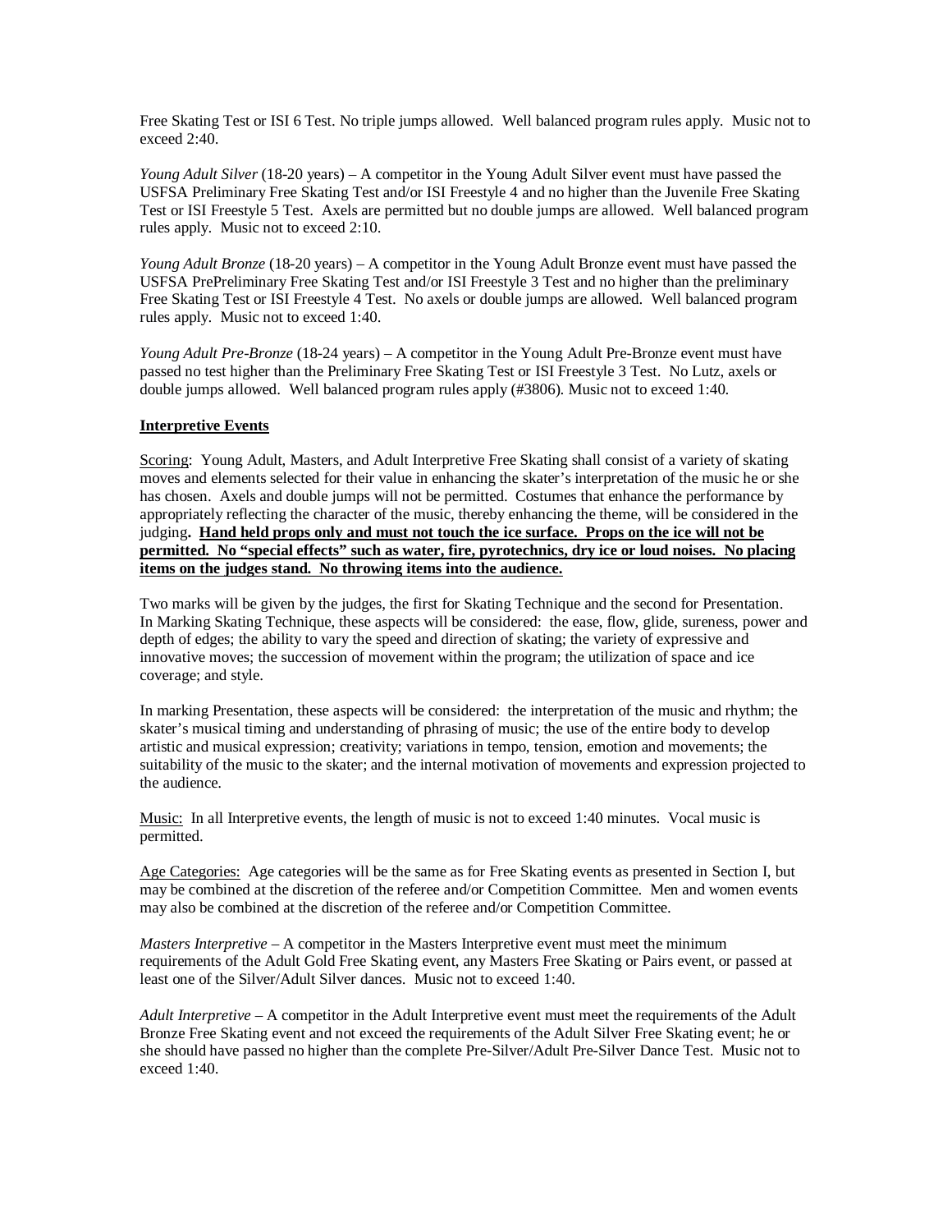Free Skating Test or ISI 6 Test. No triple jumps allowed. Well balanced program rules apply. Music not to exceed 2:40.

*Young Adult Silver* (18-20 years) – A competitor in the Young Adult Silver event must have passed the USFSA Preliminary Free Skating Test and/or ISI Freestyle 4 and no higher than the Juvenile Free Skating Test or ISI Freestyle 5 Test. Axels are permitted but no double jumps are allowed. Well balanced program rules apply. Music not to exceed 2:10.

*Young Adult Bronze* (18-20 years) – A competitor in the Young Adult Bronze event must have passed the USFSA PrePreliminary Free Skating Test and/or ISI Freestyle 3 Test and no higher than the preliminary Free Skating Test or ISI Freestyle 4 Test. No axels or double jumps are allowed. Well balanced program rules apply. Music not to exceed 1:40.

*Young Adult Pre-Bronze* (18-24 years) – A competitor in the Young Adult Pre-Bronze event must have passed no test higher than the Preliminary Free Skating Test or ISI Freestyle 3 Test. No Lutz, axels or double jumps allowed. Well balanced program rules apply (#3806). Music not to exceed 1:40.

**Interpretive Events**

Scoring: Young Adult, Masters, and Adult Interpretive Free Skating shall consist of a variety of skating moves and elements selected for their value in enhancing the skater's interpretation of the music he or she has chosen. Axels and double jumps will not be permitted. Costumes that enhance the performance by appropriately reflecting the character of the music, thereby enhancing the theme, will be considered in the judging. **Hand held props only and must not touch the ice surface. Props on the ice will not be permitted. No "special effects" such as water, fire, pyrotechnics, dry ice or loud noises. No placing items on the judges stand. No throwing items into the audience.**

Two marks will be given by the judges, the first for Skating Technique and the second for Presentation. In Marking Skating Technique, these aspects will be considered: the ease, flow, glide, sureness, power and depth of edges; the ability to vary the speed and direction of skating; the variety of expressive and innovative moves; the succession of movement within the program; the utilization of space and ice coverage; and style.

In marking Presentation, these aspects will be considered: the interpretation of the music and rhythm; the skater's musical timing and understanding of phrasing of music; the use of the entire body to develop artistic and musical expression; creativity; variations in tempo, tension, emotion and movements; the suitability of the music to the skater; and the internal motivation of movements and expression projected to the audience.

Music: In all Interpretive events, the length of music is not to exceed 1:40 minutes. Vocal music is permitted.

Age Categories: Age categories will be the same as for Free Skating events as presented in Section I, but may be combined at the discretion of the referee and/or Competition Committee. Men and women events may also be combined at the discretion of the referee and/or Competition Committee.

*Masters Interpretive* – A competitor in the Masters Interpretive event must meet the minimum requirements of the Adult Gold Free Skating event, any Masters Free Skating or Pairs event, or passed at least one of the Silver/Adult Silver dances. Music not to exceed 1:40.

*Adult Interpretive* – A competitor in the Adult Interpretive event must meet the requirements of the Adult Bronze Free Skating event and not exceed the requirements of the Adult Silver Free Skating event; he or she should have passed no higher than the complete Pre-Silver/Adult Pre-Silver Dance Test. Music not to exceed 1:40.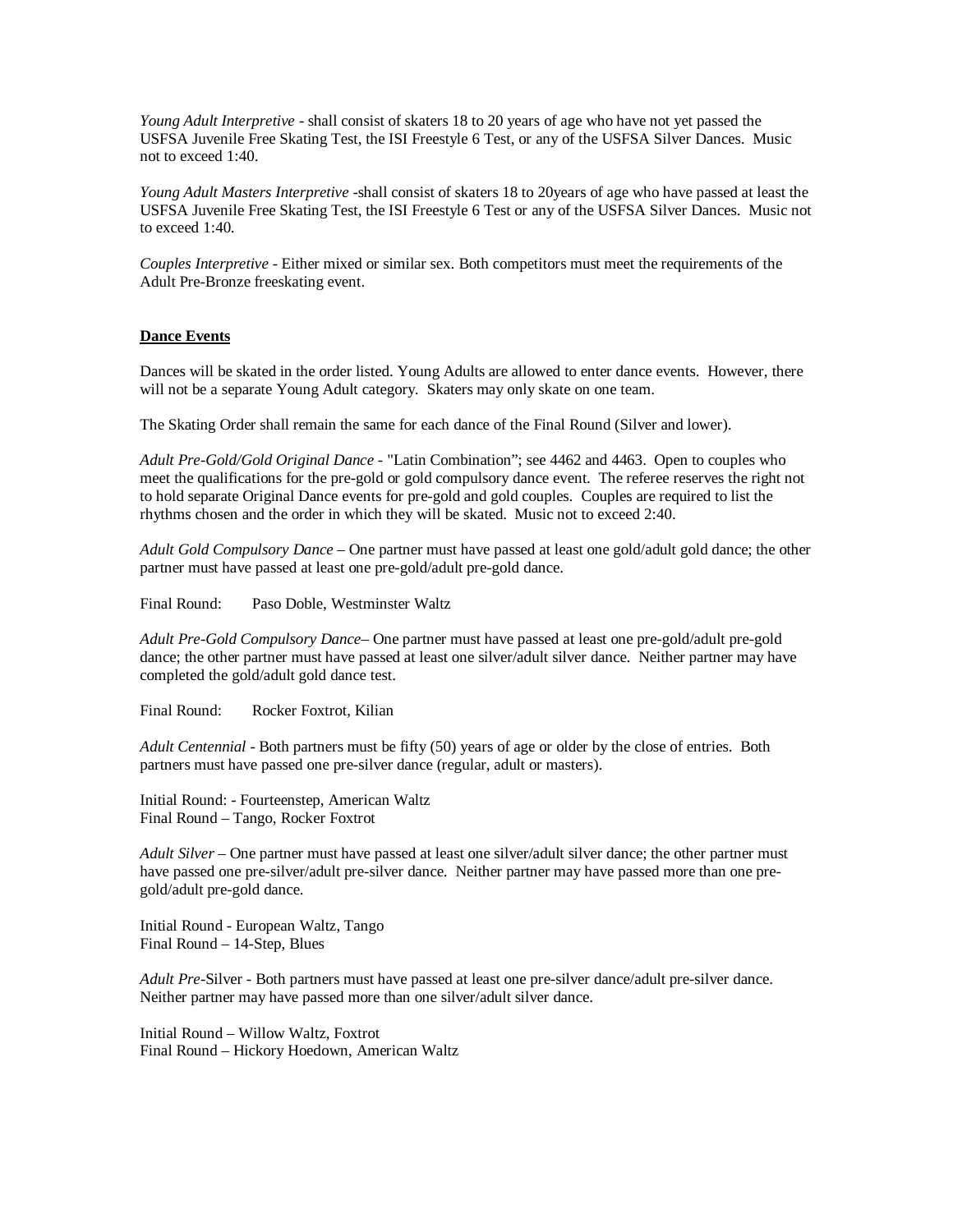*Young Adult Interpretive* - shall consist of skaters 18 to 20 years of age who have not yet passed the USFSA Juvenile Free Skating Test, the ISI Freestyle 6 Test, or any of the USFSA Silver Dances. Music not to exceed 1:40.

*Young Adult Masters Interpretive* -shall consist of skaters 18 to 20years of age who have passed at least the USFSA Juvenile Free Skating Test, the ISI Freestyle 6 Test or any of the USFSA Silver Dances. Music not to exceed 1:40.

*Couples Interpretive* - Either mixed or similar sex. Both competitors must meet the requirements of the Adult Pre-Bronze freeskating event.

**<u>Dance Events</u>**

Dances will be skated in the order listed. Young Adults are allowed to enter dance events. However, there will not be a separate Young Adult category. Skaters may only skate on one team.

The Skating Order shall remain the same for each dance of the Final Round (Silver and lower).

*Adult Pre-Gold/Gold Original Dance* - "Latin Combination"; see 4462 and 4463. Open to couples who meet the qualifications for the pre-gold or gold compulsory dance event. The referee reserves the right not to hold separate Original Dance events for pre-gold and gold couples. Couples are required to list the rhythms chosen and the order in which they will be skated. Music not to exceed 2:40.

*Adult Gold Compulsory Dance* – One partner must have passed at least one gold/adult gold dance; the other partner must have passed at least one pre-gold/adult pre-gold dance.

Final Round: Paso Doble, Westminster Waltz

*Adult Pre-Gold Compulsory Dance*– One partner must have passed at least one pre-gold/adult pre-gold dance; the other partner must have passed at least one silver/adult silver dance. Neither partner may have completed the gold/adult gold dance test.

Final Round: Rocker Foxtrot, Kilian

*Adult Centennial* - Both partners must be fifty (50) years of age or older by the close of entries. Both partners must have passed one pre-silver dance (regular, adult or masters).

Initial Round: - Fourteenstep, American Waltz
Final Round – Tango, Rocker Foxtrot

*Adult Silver* – One partner must have passed at least one silver/adult silver dance; the other partner must have passed one pre-silver/adult pre-silver dance. Neither partner may have passed more than one pre-gold/adult pre-gold dance.

Initial Round - European Waltz, Tango
Final Round – 14-Step, Blues

*Adult Pre*-Silver - Both partners must have passed at least one pre-silver dance/adult pre-silver dance. Neither partner may have passed more than one silver/adult silver dance.

Initial Round – Willow Waltz, Foxtrot
Final Round – Hickory Hoedown, American Waltz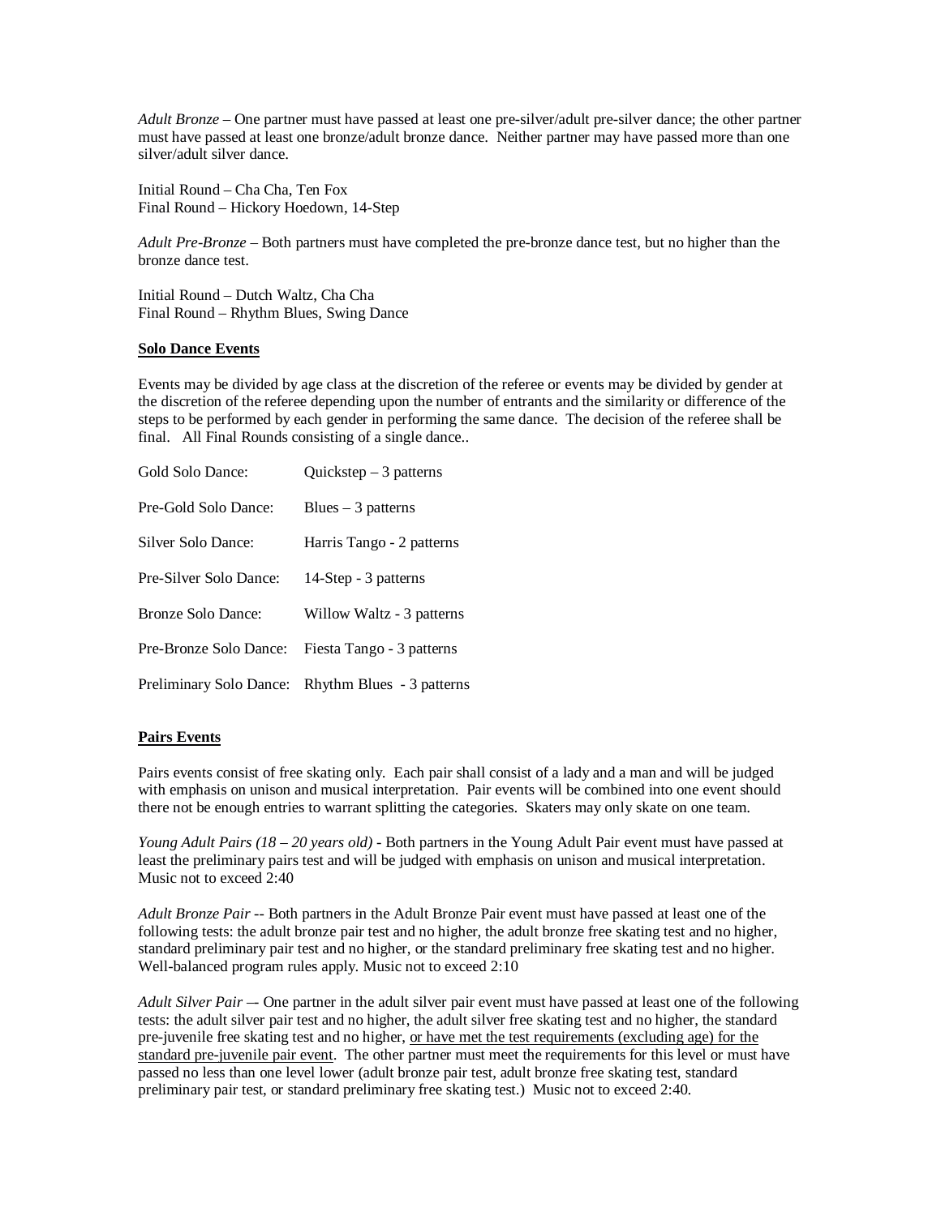*Adult Bronze* – One partner must have passed at least one pre-silver/adult pre-silver dance; the other partner must have passed at least one bronze/adult bronze dance. Neither partner may have passed more than one silver/adult silver dance.

Initial Round – Cha Cha, Ten Fox
Final Round – Hickory Hoedown, 14-Step

*Adult Pre-Bronze* – Both partners must have completed the pre-bronze dance test, but no higher than the bronze dance test.

Initial Round – Dutch Waltz, Cha Cha
Final Round – Rhythm Blues, Swing Dance

**Solo Dance Events**

Events may be divided by age class at the discretion of the referee or events may be divided by gender at the discretion of the referee depending upon the number of entrants and the similarity or difference of the steps to be performed by each gender in performing the same dance. The decision of the referee shall be final. All Final Rounds consisting of a single dance..

| | |
|---|---|
| Gold Solo Dance: | Quickstep – 3 patterns |
| Pre-Gold Solo Dance: | Blues – 3 patterns |
| Silver Solo Dance: | Harris Tango - 2 patterns |
| Pre-Silver Solo Dance: | 14-Step - 3 patterns |
| Bronze Solo Dance: | Willow Waltz - 3 patterns |
| Pre-Bronze Solo Dance: | Fiesta Tango - 3 patterns |
| Preliminary Solo Dance: | Rhythm Blues - 3 patterns |

**Pairs Events**

Pairs events consist of free skating only. Each pair shall consist of a lady and a man and will be judged with emphasis on unison and musical interpretation. Pair events will be combined into one event should there not be enough entries to warrant splitting the categories. Skaters may only skate on one team.

*Young Adult Pairs (18 – 20 years old)* - Both partners in the Young Adult Pair event must have passed at least the preliminary pairs test and will be judged with emphasis on unison and musical interpretation. Music not to exceed 2:40

*Adult Bronze Pair* -- Both partners in the Adult Bronze Pair event must have passed at least one of the following tests: the adult bronze pair test and no higher, the adult bronze free skating test and no higher, standard preliminary pair test and no higher, or the standard preliminary free skating test and no higher. Well-balanced program rules apply. Music not to exceed 2:10

*Adult Silver Pair* –- One partner in the adult silver pair event must have passed at least one of the following tests: the adult silver pair test and no higher, the adult silver free skating test and no higher, the standard pre-juvenile free skating test and no higher, <u>or have met the test requirements (excluding age) for the standard pre-juvenile pair event</u>. The other partner must meet the requirements for this level or must have passed no less than one level lower (adult bronze pair test, adult bronze free skating test, standard preliminary pair test, or standard preliminary free skating test.) Music not to exceed 2:40.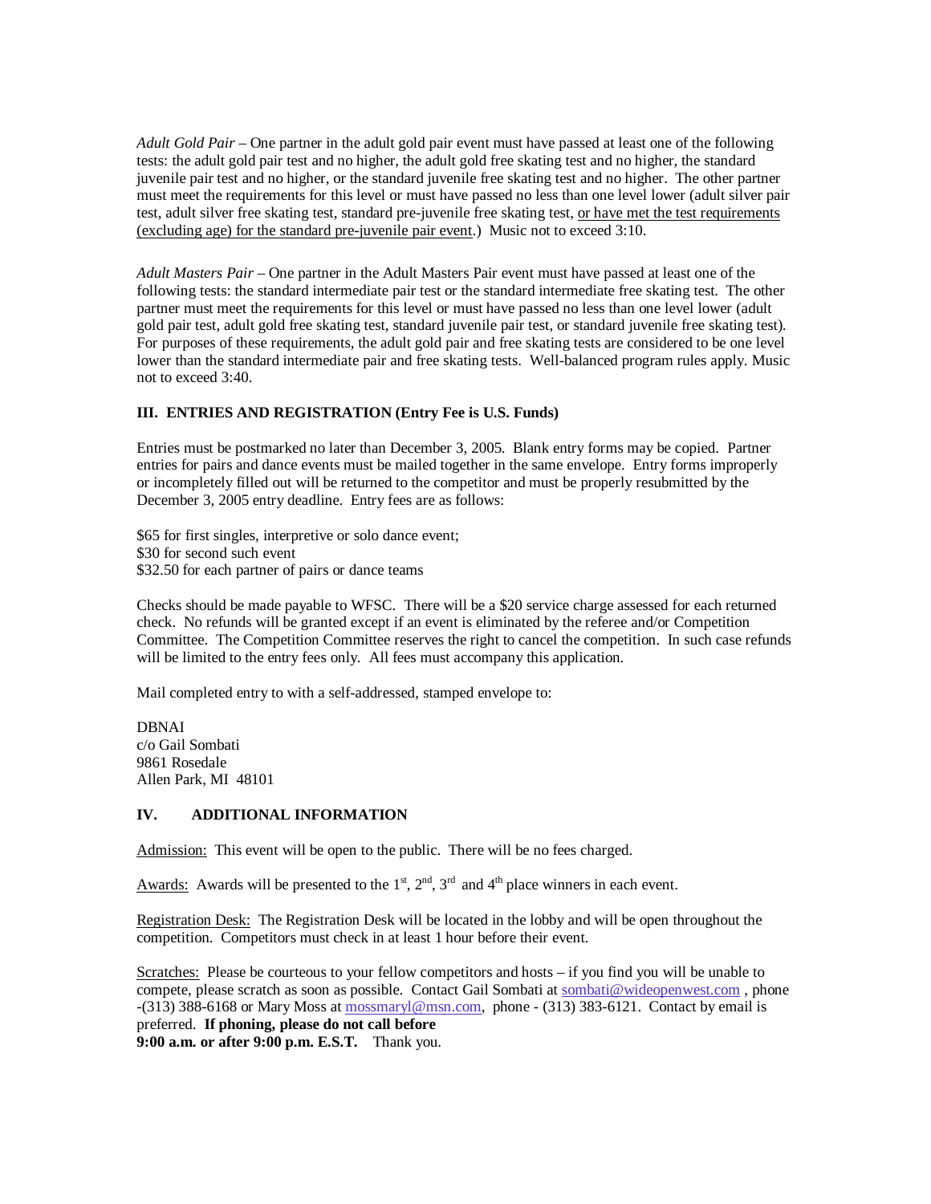*Adult Gold Pair* – One partner in the adult gold pair event must have passed at least one of the following tests: the adult gold pair test and no higher, the adult gold free skating test and no higher, the standard juvenile pair test and no higher, or the standard juvenile free skating test and no higher. The other partner must meet the requirements for this level or must have passed no less than one level lower (adult silver pair test, adult silver free skating test, standard pre-juvenile free skating test, <u>or have met the test requirements (excluding age) for the standard pre-juvenile pair event</u>.) Music not to exceed 3:10.

*Adult Masters Pair* – One partner in the Adult Masters Pair event must have passed at least one of the following tests: the standard intermediate pair test or the standard intermediate free skating test. The other partner must meet the requirements for this level or must have passed no less than one level lower (adult gold pair test, adult gold free skating test, standard juvenile pair test, or standard juvenile free skating test). For purposes of these requirements, the adult gold pair and free skating tests are considered to be one level lower than the standard intermediate pair and free skating tests. Well-balanced program rules apply. Music not to exceed 3:40.

**III. ENTRIES AND REGISTRATION (Entry Fee is U.S. Funds)**

Entries must be postmarked no later than December 3, 2005. Blank entry forms may be copied. Partner entries for pairs and dance events must be mailed together in the same envelope. Entry forms improperly or incompletely filled out will be returned to the competitor and must be properly resubmitted by the December 3, 2005 entry deadline. Entry fees are as follows:

$65 for first singles, interpretive or solo dance event;
$30 for second such event
$32.50 for each partner of pairs or dance teams

Checks should be made payable to WFSC. There will be a $20 service charge assessed for each returned check. No refunds will be granted except if an event is eliminated by the referee and/or Competition Committee. The Competition Committee reserves the right to cancel the competition. In such case refunds will be limited to the entry fees only. All fees must accompany this application.

Mail completed entry to with a self-addressed, stamped envelope to:

DBNAI
c/o Gail Sombati
9861 Rosedale
Allen Park, MI 48101

**IV. ADDITIONAL INFORMATION**

<u>Admission:</u> This event will be open to the public. There will be no fees charged.

<u>Awards:</u> Awards will be presented to the 1st, 2nd, 3rd and 4th place winners in each event.

<u>Registration Desk:</u> The Registration Desk will be located in the lobby and will be open throughout the competition. Competitors must check in at least 1 hour before their event.

<u>Scratches:</u> Please be courteous to your fellow competitors and hosts – if you find you will be unable to compete, please scratch as soon as possible. Contact Gail Sombati at sombati@wideopenwest.com , phone -(313) 388-6168 or Mary Moss at mossmaryl@msn.com, phone - (313) 383-6121. Contact by email is preferred. **If phoning, please do not call before 9:00 a.m. or after 9:00 p.m. E.S.T.** Thank you.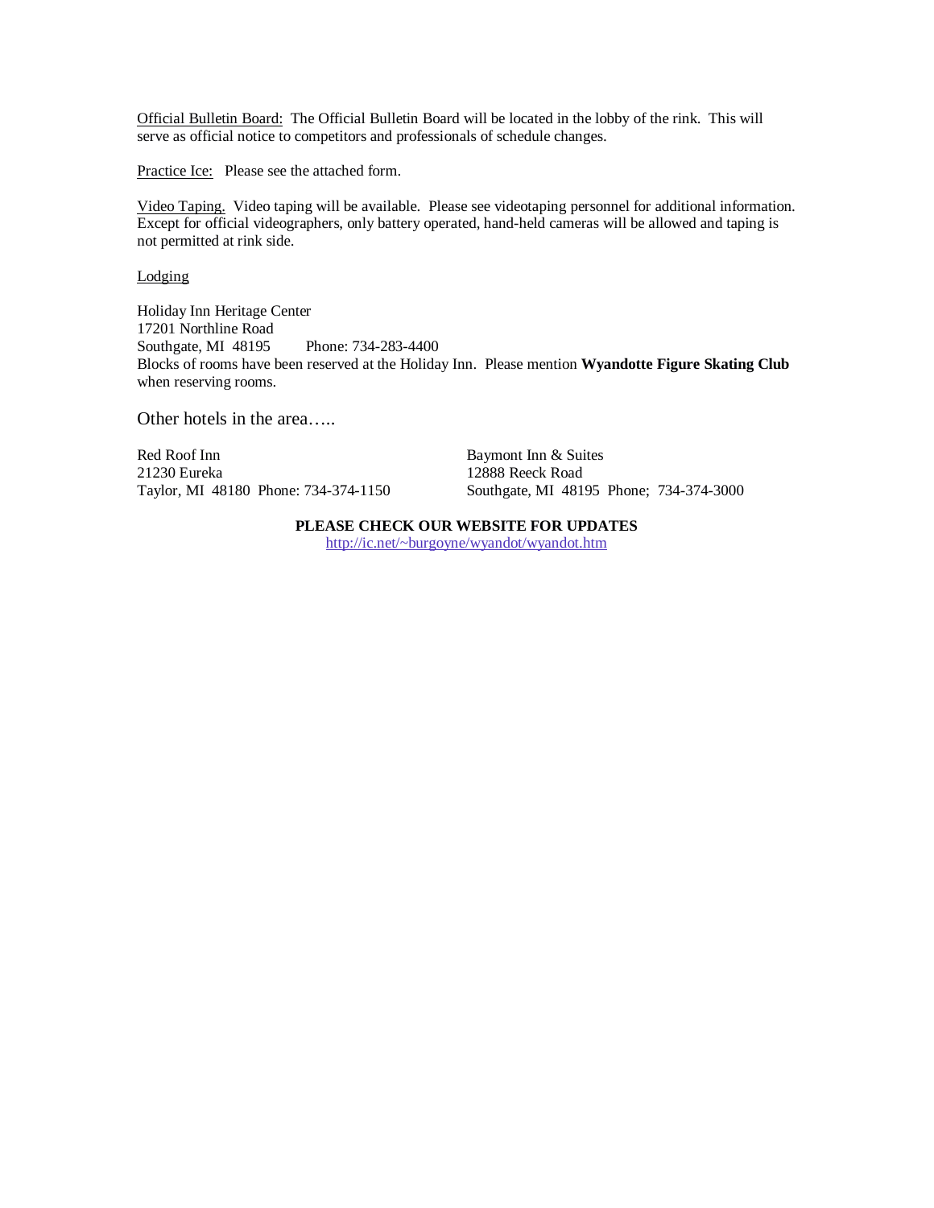Official Bulletin Board: The Official Bulletin Board will be located in the lobby of the rink. This will serve as official notice to competitors and professionals of schedule changes.

Practice Ice: Please see the attached form.

Video Taping. Video taping will be available. Please see videotaping personnel for additional information. Except for official videographers, only battery operated, hand-held cameras will be allowed and taping is not permitted at rink side.

Lodging

Holiday Inn Heritage Center
17201 Northline Road
Southgate, MI 48195 Phone: 734-283-4400
Blocks of rooms have been reserved at the Holiday Inn. Please mention **Wyandotte Figure Skating Club** when reserving rooms.

Other hotels in the area…..

Red Roof Inn
21230 Eureka
Taylor, MI 48180 Phone: 734-374-1150

Baymont Inn & Suites
12888 Reeck Road
Southgate, MI 48195 Phone; 734-374-3000

**PLEASE CHECK OUR WEBSITE FOR UPDATES**

http://ic.net/~burgoyne/wyandot/wyandot.htm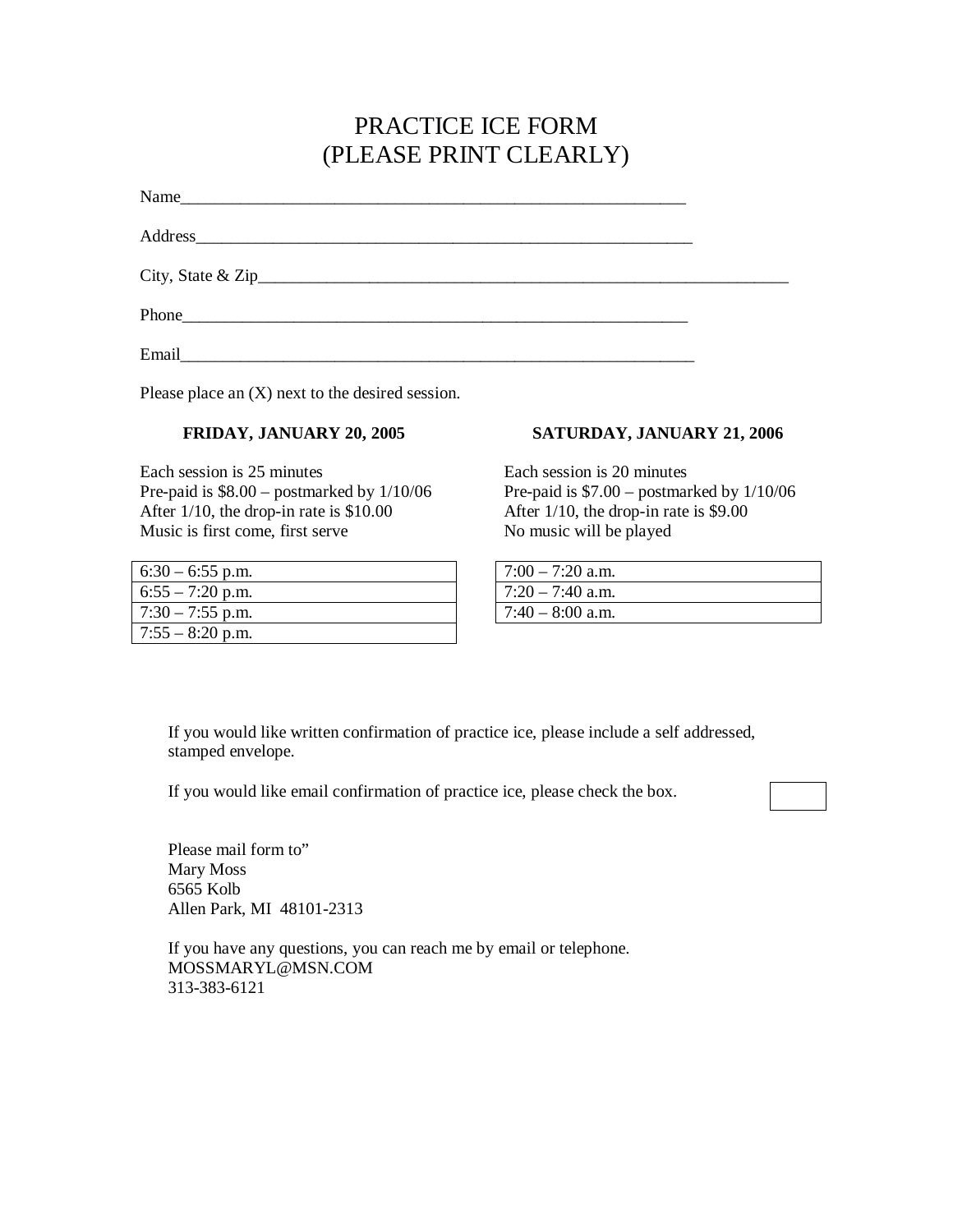# PRACTICE ICE FORM
# (PLEASE PRINT CLEARLY)

Name_____________________________________________________________

Address_____________________________________________________________

City, State & Zip_________________________________________________________________

Phone_____________________________________________________________

Email______________________________________________________________

Please place an (X) next to the desired session.

**FRIDAY, JANUARY 20, 2005**

Each session is 25 minutes
Pre-paid is $8.00 – postmarked by 1/10/06
After 1/10, the drop-in rate is $10.00
Music is first come, first serve

| 6:30 – 6:55 p.m. |
|---|
| 6:55 – 7:20 p.m. |
| 7:30 – 7:55 p.m. |
| 7:55 – 8:20 p.m. |

**SATURDAY, JANUARY 21, 2006**

Each session is 20 minutes
Pre-paid is $7.00 – postmarked by 1/10/06
After 1/10, the drop-in rate is $9.00
No music will be played

| 7:00 – 7:20 a.m. |
|---|
| 7:20 – 7:40 a.m. |
| 7:40 – 8:00 a.m. |

If you would like written confirmation of practice ice, please include a self addressed, stamped envelope.

If you would like email confirmation of practice ice, please check the box. ☐

Please mail form to"
Mary Moss
6565 Kolb
Allen Park, MI 48101-2313

If you have any questions, you can reach me by email or telephone.
MOSSMARYL@MSN.COM
313-383-6121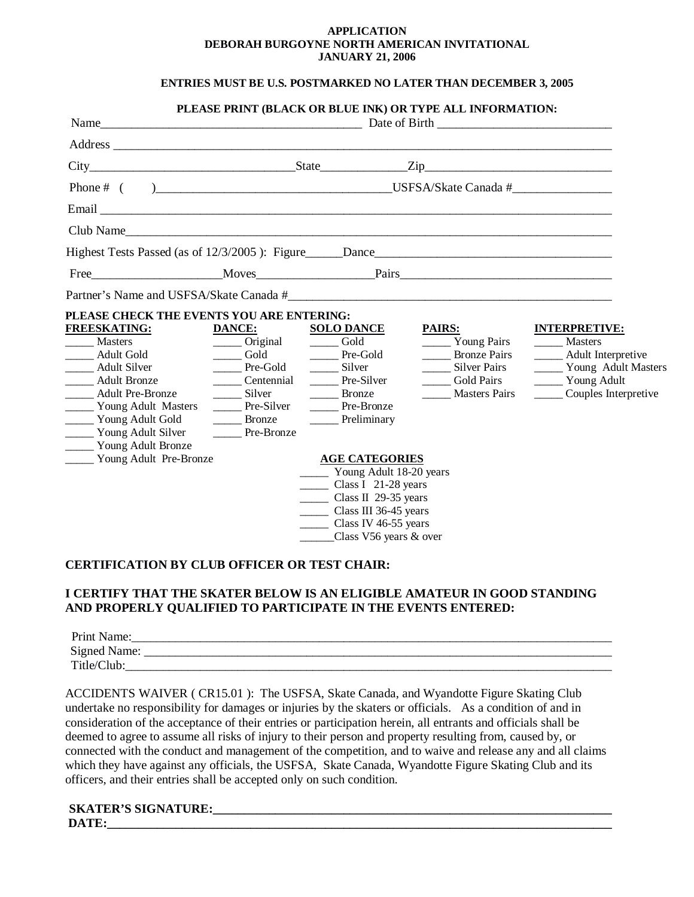**APPLICATION**
**DEBORAH BURGOYNE NORTH AMERICAN INVITATIONAL**
**JANUARY 21, 2006**

**ENTRIES MUST BE U.S. POSTMARKED NO LATER THAN DECEMBER 3, 2005**

**PLEASE PRINT (BLACK OR BLUE INK) OR TYPE ALL INFORMATION:**

Name___________________________________________ Date of Birth ____________________________

Address ___________________________________________________________________________________

City__________________________________State______________Zip______________________________

Phone # (      )______________________________________USFSA/Skate Canada #________________

Email _____________________________________________________________________________________

Club Name__________________________________________________________________________________

Highest Tests Passed (as of 12/3/2005 ): Figure______Dance______________________________________

Free_____________________Moves___________________Pairs__________________________________

Partner's Name and USFSA/Skate Canada #_____________________________________________________

**PLEASE CHECK THE EVENTS YOU ARE ENTERING:**

**FREESKATING:**
- _____ Masters
- _____ Adult Gold
- _____ Adult Silver
- _____ Adult Bronze
- _____ Adult Pre-Bronze
- _____ Young Adult Masters
- _____ Young Adult Gold
- _____ Young Adult Silver
- _____ Young Adult Bronze
- _____ Young Adult Pre-Bronze

**DANCE:**
- _____ Original
- _____ Gold
- _____ Pre-Gold
- _____ Centennial
- _____ Silver
- _____ Pre-Silver
- _____ Bronze
- _____ Pre-Bronze

**SOLO DANCE**
- _____ Gold
- _____ Pre-Gold
- _____ Silver
- _____ Pre-Silver
- _____ Bronze
- _____ Pre-Bronze
- _____ Preliminary

**PAIRS:**
- _____ Young Pairs
- _____ Bronze Pairs
- _____ Silver Pairs
- _____ Gold Pairs
- _____ Masters Pairs

**INTERPRETIVE:**
- _____ Masters
- _____ Adult Interpretive
- _____ Young Adult Masters
- _____ Young Adult
- _____ Couples Interpretive

**AGE CATEGORIES**
- _____ Young Adult 18-20 years
- _____ Class I 21-28 years
- _____ Class II 29-35 years
- _____ Class III 36-45 years
- _____ Class IV 46-55 years
- ______Class V56 years & over

**CERTIFICATION BY CLUB OFFICER OR TEST CHAIR:**

**I CERTIFY THAT THE SKATER BELOW IS AN ELIGIBLE AMATEUR IN GOOD STANDING AND PROPERLY QUALIFIED TO PARTICIPATE IN THE EVENTS ENTERED:**

Print Name:________________________________________________________________________________
Signed Name: _______________________________________________________________________________
Title/Club:_________________________________________________________________________________

ACCIDENTS WAIVER ( CR15.01 ): The USFSA, Skate Canada, and Wyandotte Figure Skating Club undertake no responsibility for damages or injuries by the skaters or officials. As a condition of and in consideration of the acceptance of their entries or participation herein, all entrants and officials shall be deemed to agree to assume all risks of injury to their person and property resulting from, caused by, or connected with the conduct and management of the competition, and to waive and release any and all claims which they have against any officials, the USFSA, Skate Canada, Wyandotte Figure Skating Club and its officers, and their entries shall be accepted only on such condition.

**SKATER'S SIGNATURE:_________________________________________________________________**
**DATE:_______________________________________________________________________________**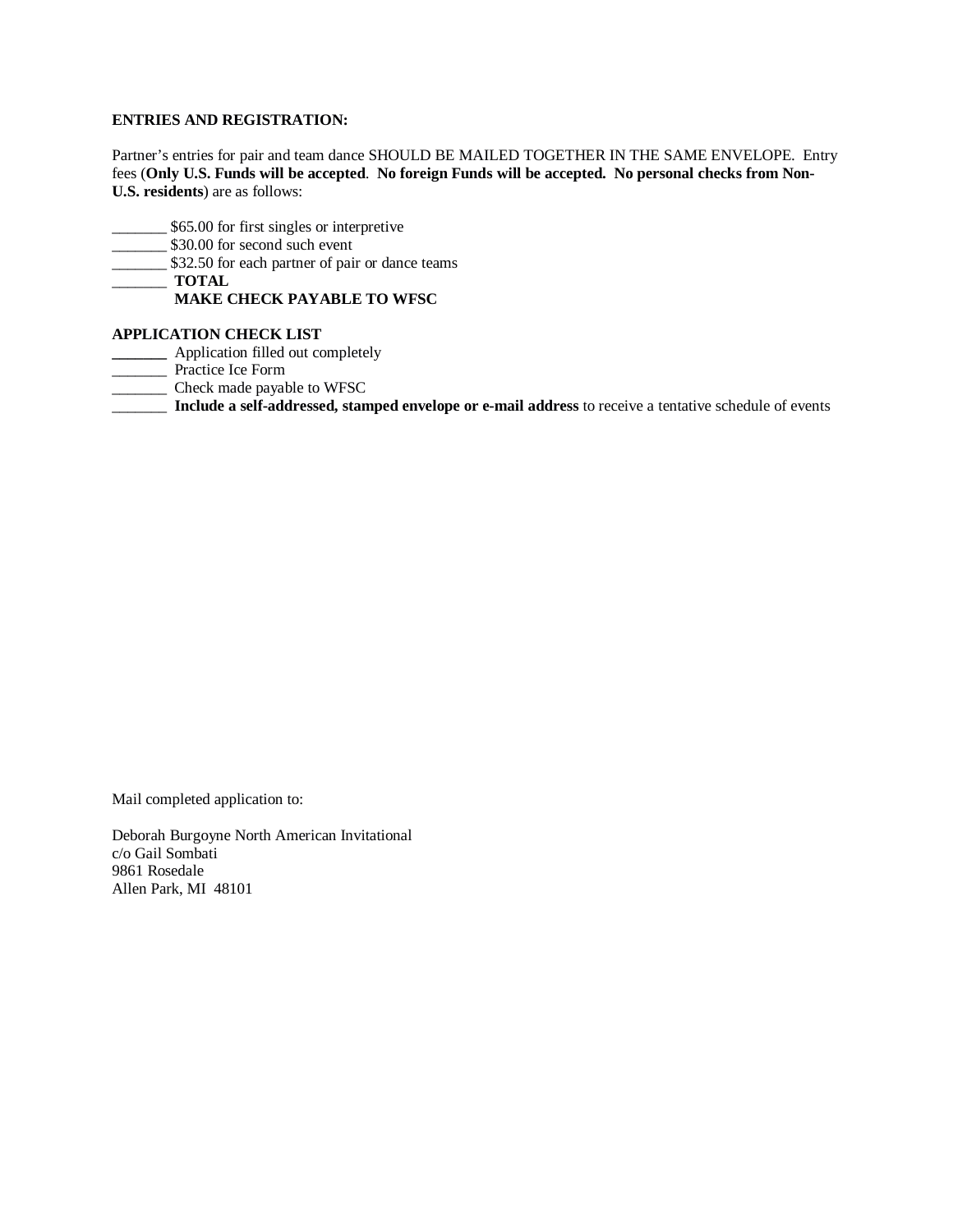**ENTRIES AND REGISTRATION:**

Partner's entries for pair and team dance SHOULD BE MAILED TOGETHER IN THE SAME ENVELOPE. Entry fees (**Only U.S. Funds will be accepted**. **No foreign Funds will be accepted. No personal checks from Non-U.S. residents**) are as follows:

_______ $65.00 for first singles or interpretive
_______ $30.00 for second such event
_______ $32.50 for each partner of pair or dance teams
_______ **TOTAL**
**MAKE CHECK PAYABLE TO WFSC**

**APPLICATION CHECK LIST**

_______ Application filled out completely
_______ Practice Ice Form
_______ Check made payable to WFSC
_______ **Include a self-addressed, stamped envelope or e-mail address** to receive a tentative schedule of events

Mail completed application to:

Deborah Burgoyne North American Invitational
c/o Gail Sombati
9861 Rosedale
Allen Park, MI 48101